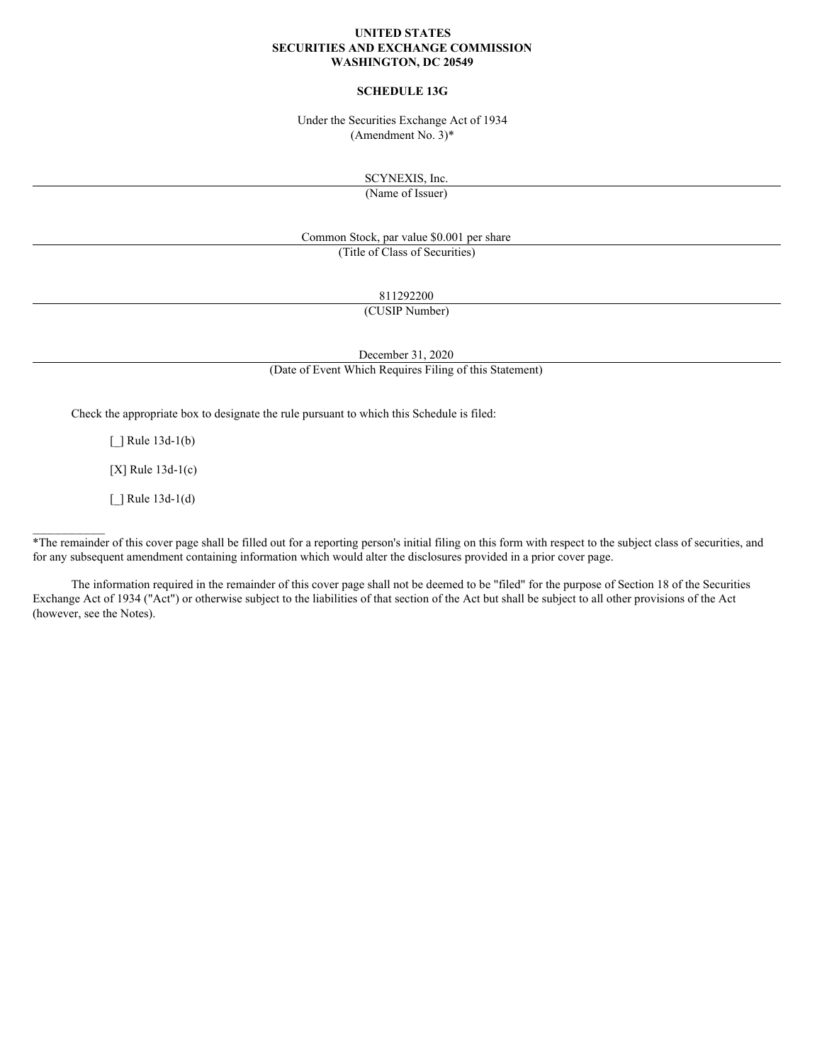**UNITED STATES**
**SECURITIES AND EXCHANGE COMMISSION**
**WASHINGTON, DC 20549**

**SCHEDULE 13G**

Under the Securities Exchange Act of 1934
(Amendment No. 3)*

SCYNEXIS, Inc.
(Name of Issuer)

Common Stock, par value $0.001 per share
(Title of Class of Securities)

811292200
(CUSIP Number)

December 31, 2020
(Date of Event Which Requires Filing of this Statement)

Check the appropriate box to designate the rule pursuant to which this Schedule is filed:

[_] Rule 13d-1(b)

[X] Rule 13d-1(c)

[_] Rule 13d-1(d)

---

*The remainder of this cover page shall be filled out for a reporting person's initial filing on this form with respect to the subject class of securities, and for any subsequent amendment containing information which would alter the disclosures provided in a prior cover page.

The information required in the remainder of this cover page shall not be deemed to be "filed" for the purpose of Section 18 of the Securities Exchange Act of 1934 ("Act") or otherwise subject to the liabilities of that section of the Act but shall be subject to all other provisions of the Act (however, see the Notes).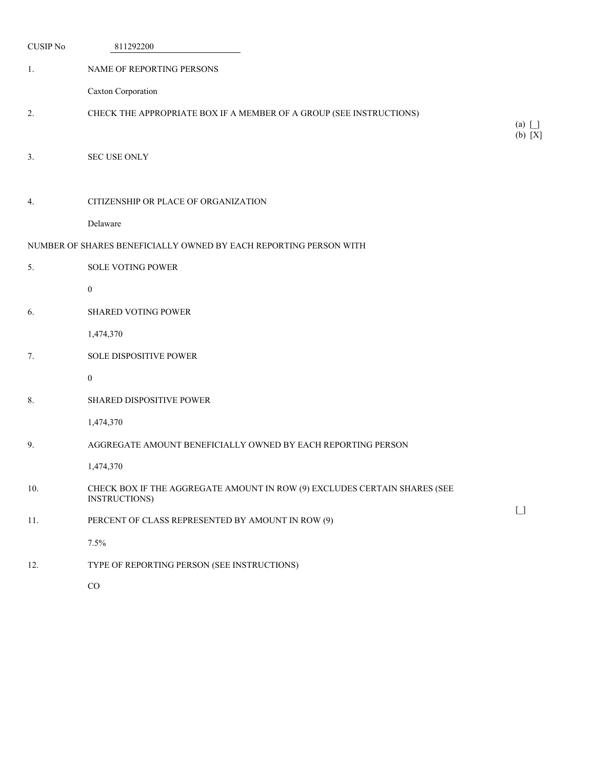CUSIP No 811292200

1. NAME OF REPORTING PERSONS

   Caxton Corporation

2. CHECK THE APPROPRIATE BOX IF A MEMBER OF A GROUP (SEE INSTRUCTIONS)

   (a) [_]
   (b) [X]

3. SEC USE ONLY

4. CITIZENSHIP OR PLACE OF ORGANIZATION

   Delaware

NUMBER OF SHARES BENEFICIALLY OWNED BY EACH REPORTING PERSON WITH

5. SOLE VOTING POWER

   0

6. SHARED VOTING POWER

   1,474,370

7. SOLE DISPOSITIVE POWER

   0

8. SHARED DISPOSITIVE POWER

   1,474,370

9. AGGREGATE AMOUNT BENEFICIALLY OWNED BY EACH REPORTING PERSON

   1,474,370

10. CHECK BOX IF THE AGGREGATE AMOUNT IN ROW (9) EXCLUDES CERTAIN SHARES (SEE INSTRUCTIONS)

    [_]

11. PERCENT OF CLASS REPRESENTED BY AMOUNT IN ROW (9)

    7.5%

12. TYPE OF REPORTING PERSON (SEE INSTRUCTIONS)

    CO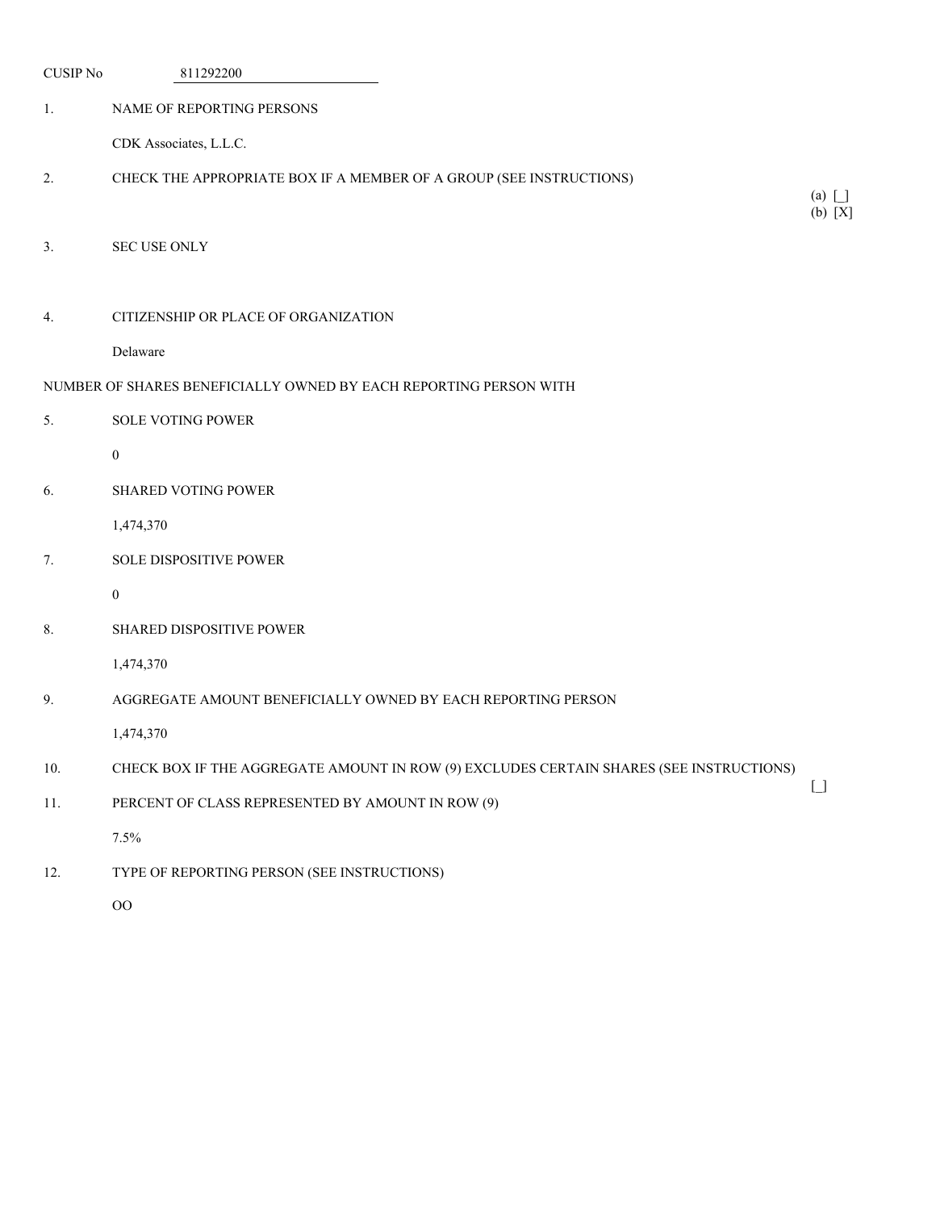CUSIP No 811292200

1. NAME OF REPORTING PERSONS

   CDK Associates, L.L.C.

2. CHECK THE APPROPRIATE BOX IF A MEMBER OF A GROUP (SEE INSTRUCTIONS)

   (a) [_]
   (b) [X]

3. SEC USE ONLY

4. CITIZENSHIP OR PLACE OF ORGANIZATION

   Delaware

NUMBER OF SHARES BENEFICIALLY OWNED BY EACH REPORTING PERSON WITH

5. SOLE VOTING POWER

   0

6. SHARED VOTING POWER

   1,474,370

7. SOLE DISPOSITIVE POWER

   0

8. SHARED DISPOSITIVE POWER

   1,474,370

9. AGGREGATE AMOUNT BENEFICIALLY OWNED BY EACH REPORTING PERSON

   1,474,370

10. CHECK BOX IF THE AGGREGATE AMOUNT IN ROW (9) EXCLUDES CERTAIN SHARES (SEE INSTRUCTIONS)

    [_]

11. PERCENT OF CLASS REPRESENTED BY AMOUNT IN ROW (9)

    7.5%

12. TYPE OF REPORTING PERSON (SEE INSTRUCTIONS)

    OO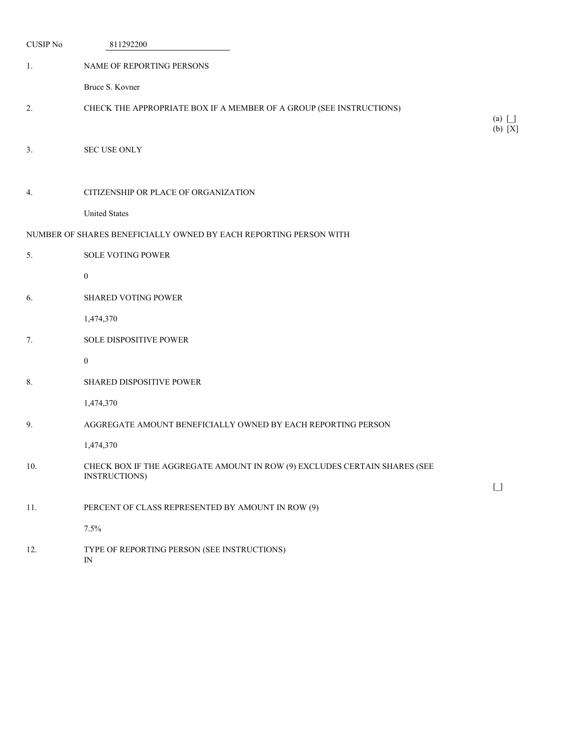CUSIP No 811292200

1. NAME OF REPORTING PERSONS

   Bruce S. Kovner

2. CHECK THE APPROPRIATE BOX IF A MEMBER OF A GROUP (SEE INSTRUCTIONS)

   (a) [_]
   (b) [X]

3. SEC USE ONLY

4. CITIZENSHIP OR PLACE OF ORGANIZATION

   United States

NUMBER OF SHARES BENEFICIALLY OWNED BY EACH REPORTING PERSON WITH

5. SOLE VOTING POWER

   0

6. SHARED VOTING POWER

   1,474,370

7. SOLE DISPOSITIVE POWER

   0

8. SHARED DISPOSITIVE POWER

   1,474,370

9. AGGREGATE AMOUNT BENEFICIALLY OWNED BY EACH REPORTING PERSON

   1,474,370

10. CHECK BOX IF THE AGGREGATE AMOUNT IN ROW (9) EXCLUDES CERTAIN SHARES (SEE INSTRUCTIONS)

    [_]

11. PERCENT OF CLASS REPRESENTED BY AMOUNT IN ROW (9)

    7.5%

12. TYPE OF REPORTING PERSON (SEE INSTRUCTIONS)

    IN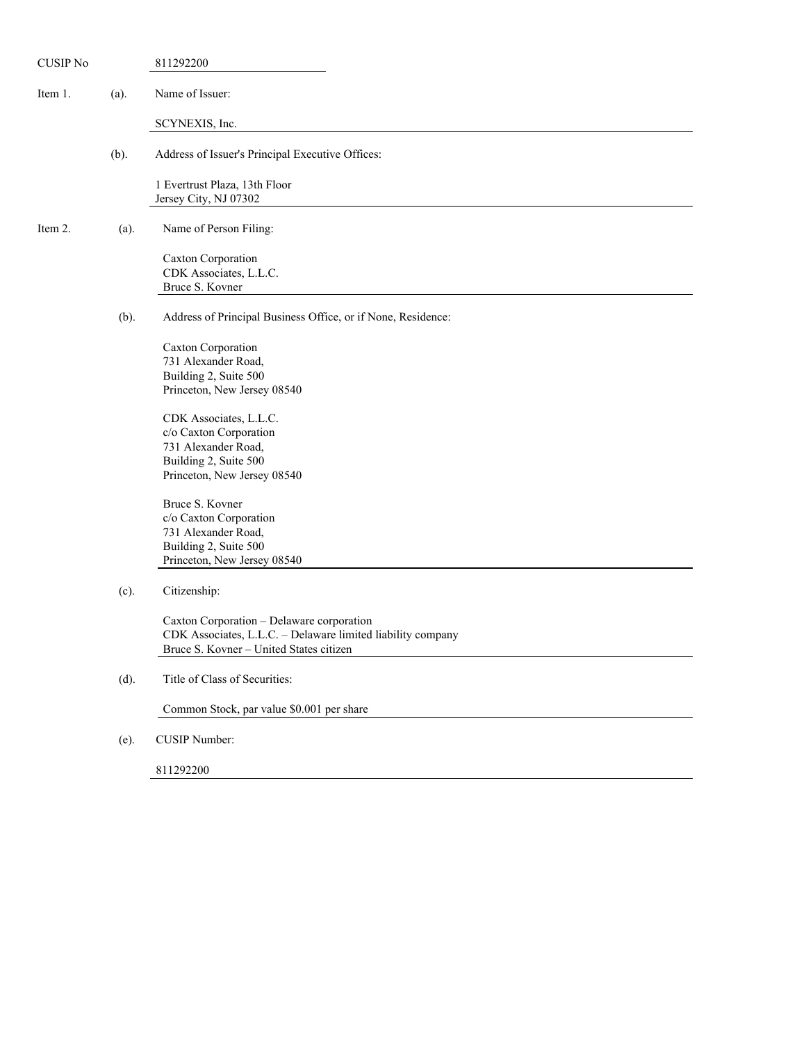CUSIP No 811292200

Item 1. (a). Name of Issuer:

SCYNEXIS, Inc.

(b). Address of Issuer's Principal Executive Offices:

1 Evertrust Plaza, 13th Floor
Jersey City, NJ 07302

Item 2. (a). Name of Person Filing:

Caxton Corporation
CDK Associates, L.L.C.
Bruce S. Kovner

(b). Address of Principal Business Office, or if None, Residence:

Caxton Corporation
731 Alexander Road,
Building 2, Suite 500
Princeton, New Jersey 08540

CDK Associates, L.L.C.
c/o Caxton Corporation
731 Alexander Road,
Building 2, Suite 500
Princeton, New Jersey 08540

Bruce S. Kovner
c/o Caxton Corporation
731 Alexander Road,
Building 2, Suite 500
Princeton, New Jersey 08540

(c). Citizenship:

Caxton Corporation – Delaware corporation
CDK Associates, L.L.C. – Delaware limited liability company
Bruce S. Kovner – United States citizen

(d). Title of Class of Securities:

Common Stock, par value $0.001 per share

(e). CUSIP Number:

811292200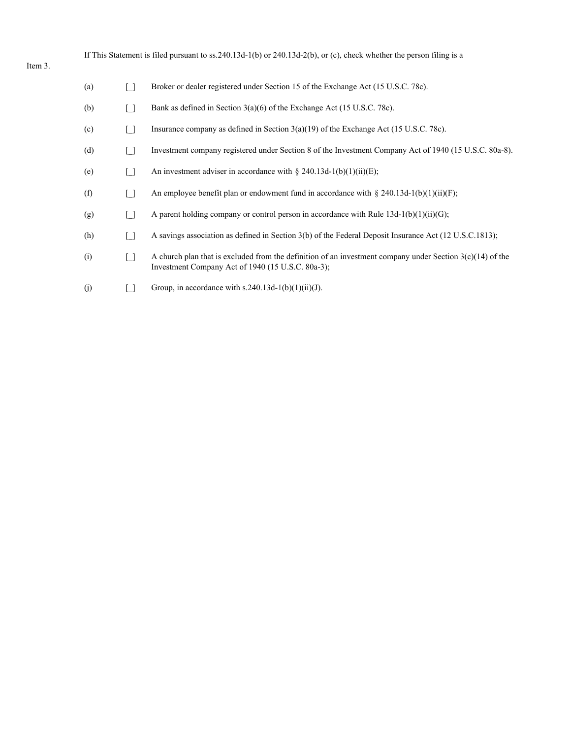Item 3. If This Statement is filed pursuant to ss.240.13d-1(b) or 240.13d-2(b), or (c), check whether the person filing is a

(a) [_] Broker or dealer registered under Section 15 of the Exchange Act (15 U.S.C. 78c).

(b) [_] Bank as defined in Section 3(a)(6) of the Exchange Act (15 U.S.C. 78c).

(c) [_] Insurance company as defined in Section 3(a)(19) of the Exchange Act (15 U.S.C. 78c).

(d) [_] Investment company registered under Section 8 of the Investment Company Act of 1940 (15 U.S.C. 80a-8).

(e) [_] An investment adviser in accordance with § 240.13d-1(b)(1)(ii)(E);

(f) [_] An employee benefit plan or endowment fund in accordance with § 240.13d-1(b)(1)(ii)(F);

(g) [_] A parent holding company or control person in accordance with Rule 13d-1(b)(1)(ii)(G);

(h) [_] A savings association as defined in Section 3(b) of the Federal Deposit Insurance Act (12 U.S.C.1813);

(i) [_] A church plan that is excluded from the definition of an investment company under Section 3(c)(14) of the Investment Company Act of 1940 (15 U.S.C. 80a-3);

(j) [_] Group, in accordance with s.240.13d-1(b)(1)(ii)(J).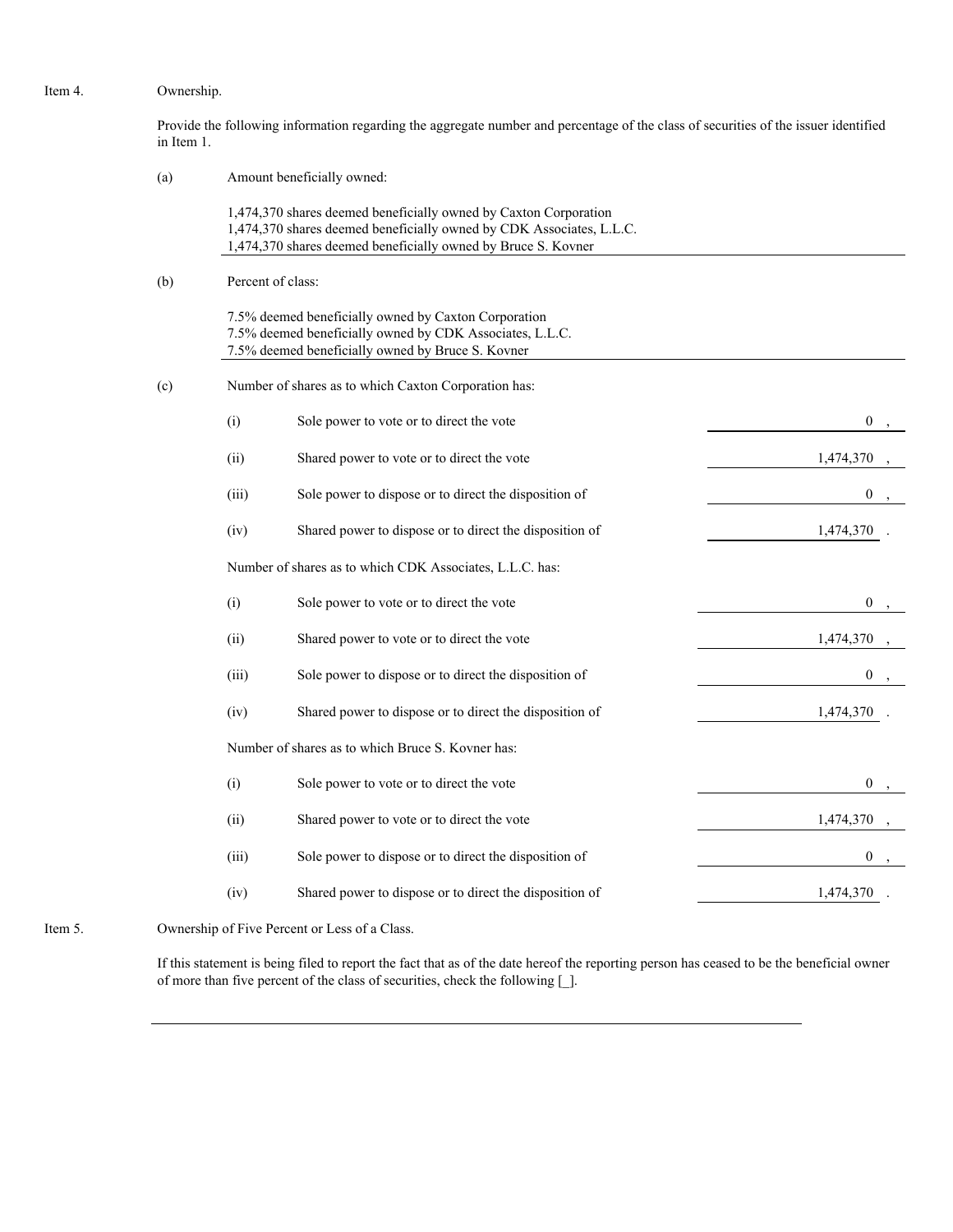Item 4. Ownership.

Provide the following information regarding the aggregate number and percentage of the class of securities of the issuer identified in Item 1.

(a) Amount beneficially owned:

1,474,370 shares deemed beneficially owned by Caxton Corporation
1,474,370 shares deemed beneficially owned by CDK Associates, L.L.C.
1,474,370 shares deemed beneficially owned by Bruce S. Kovner

(b) Percent of class:

7.5% deemed beneficially owned by Caxton Corporation
7.5% deemed beneficially owned by CDK Associates, L.L.C.
7.5% deemed beneficially owned by Bruce S. Kovner

(c) Number of shares as to which Caxton Corporation has:

| | | |
|---|---|---|
| (i) | Sole power to vote or to direct the vote | 0 , |
| (ii) | Shared power to vote or to direct the vote | 1,474,370 , |
| (iii) | Sole power to dispose or to direct the disposition of | 0 , |
| (iv) | Shared power to dispose or to direct the disposition of | 1,474,370 . |

Number of shares as to which CDK Associates, L.L.C. has:

| | | |
|---|---|---|
| (i) | Sole power to vote or to direct the vote | 0 , |
| (ii) | Shared power to vote or to direct the vote | 1,474,370 , |
| (iii) | Sole power to dispose or to direct the disposition of | 0 , |
| (iv) | Shared power to dispose or to direct the disposition of | 1,474,370 . |

Number of shares as to which Bruce S. Kovner has:

| | | |
|---|---|---|
| (i) | Sole power to vote or to direct the vote | 0 , |
| (ii) | Shared power to vote or to direct the vote | 1,474,370 , |
| (iii) | Sole power to dispose or to direct the disposition of | 0 , |
| (iv) | Shared power to dispose or to direct the disposition of | 1,474,370 . |

Item 5. Ownership of Five Percent or Less of a Class.

If this statement is being filed to report the fact that as of the date hereof the reporting person has ceased to be the beneficial owner of more than five percent of the class of securities, check the following [_].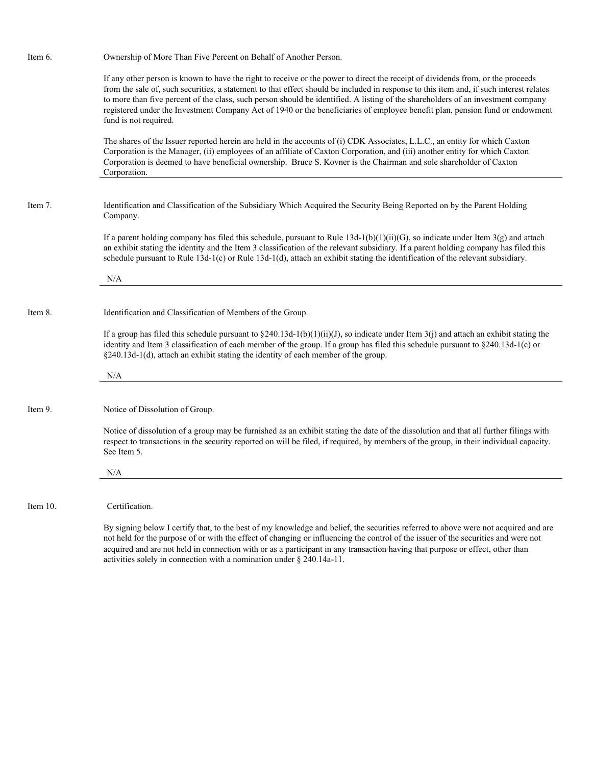Item 6. Ownership of More Than Five Percent on Behalf of Another Person.

If any other person is known to have the right to receive or the power to direct the receipt of dividends from, or the proceeds from the sale of, such securities, a statement to that effect should be included in response to this item and, if such interest relates to more than five percent of the class, such person should be identified. A listing of the shareholders of an investment company registered under the Investment Company Act of 1940 or the beneficiaries of employee benefit plan, pension fund or endowment fund is not required.

The shares of the Issuer reported herein are held in the accounts of (i) CDK Associates, L.L.C., an entity for which Caxton Corporation is the Manager, (ii) employees of an affiliate of Caxton Corporation, and (iii) another entity for which Caxton Corporation is deemed to have beneficial ownership. Bruce S. Kovner is the Chairman and sole shareholder of Caxton Corporation.

---

Item 7. Identification and Classification of the Subsidiary Which Acquired the Security Being Reported on by the Parent Holding Company.

If a parent holding company has filed this schedule, pursuant to Rule 13d-1(b)(1)(ii)(G), so indicate under Item 3(g) and attach an exhibit stating the identity and the Item 3 classification of the relevant subsidiary. If a parent holding company has filed this schedule pursuant to Rule 13d-1(c) or Rule 13d-1(d), attach an exhibit stating the identification of the relevant subsidiary.

N/A

---

Item 8. Identification and Classification of Members of the Group.

If a group has filed this schedule pursuant to §240.13d-1(b)(1)(ii)(J), so indicate under Item 3(j) and attach an exhibit stating the identity and Item 3 classification of each member of the group. If a group has filed this schedule pursuant to §240.13d-1(c) or §240.13d-1(d), attach an exhibit stating the identity of each member of the group.

N/A

---

Item 9. Notice of Dissolution of Group.

Notice of dissolution of a group may be furnished as an exhibit stating the date of the dissolution and that all further filings with respect to transactions in the security reported on will be filed, if required, by members of the group, in their individual capacity. See Item 5.

N/A

---

Item 10. Certification.

By signing below I certify that, to the best of my knowledge and belief, the securities referred to above were not acquired and are not held for the purpose of or with the effect of changing or influencing the control of the issuer of the securities and were not acquired and are not held in connection with or as a participant in any transaction having that purpose or effect, other than activities solely in connection with a nomination under § 240.14a-11.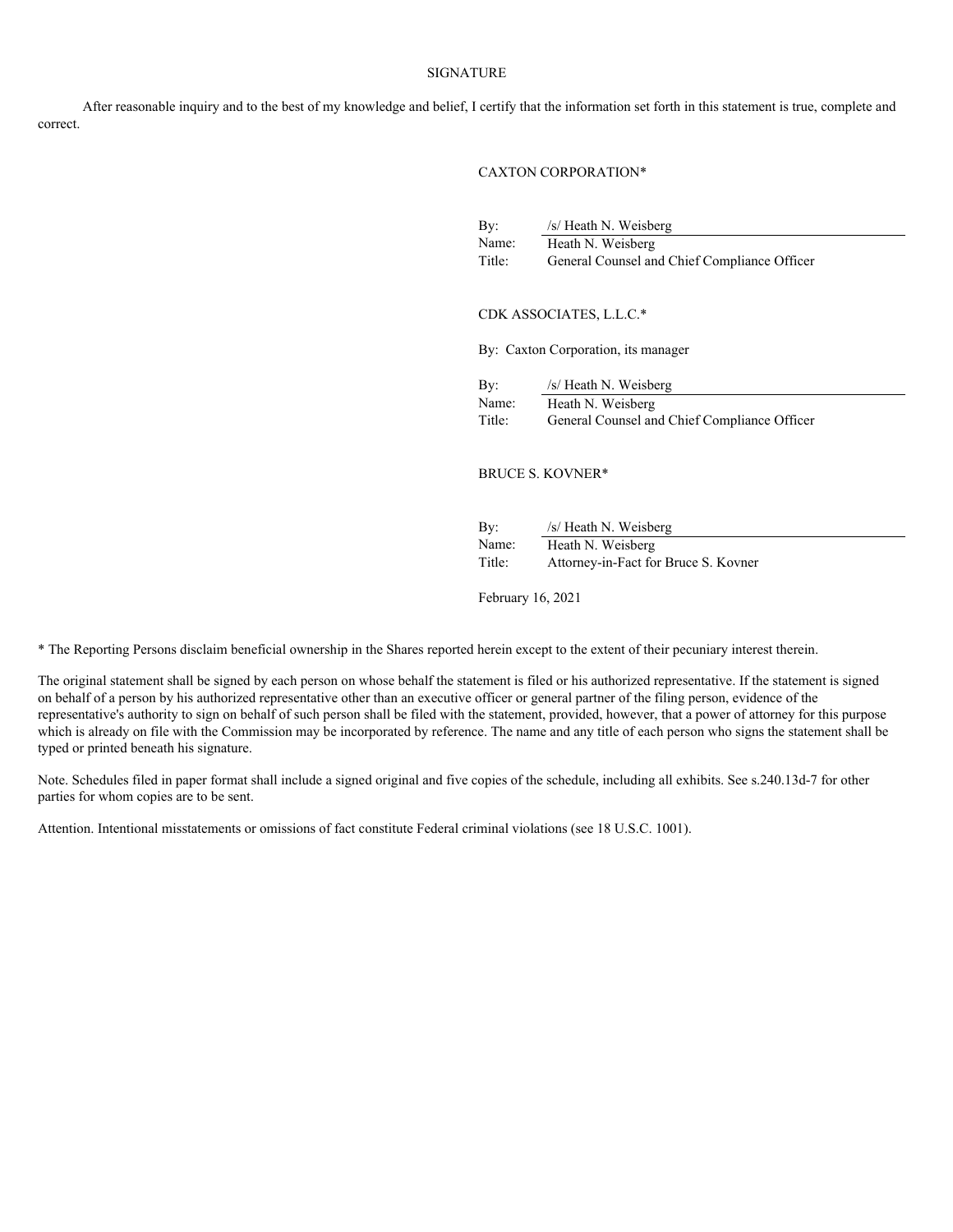SIGNATURE

After reasonable inquiry and to the best of my knowledge and belief, I certify that the information set forth in this statement is true, complete and correct.

CAXTON CORPORATION*

| | |
|---|---|
| By: | /s/ Heath N. Weisberg |
| Name: | Heath N. Weisberg |
| Title: | General Counsel and Chief Compliance Officer |

CDK ASSOCIATES, L.L.C.*

By: Caxton Corporation, its manager

| | |
|---|---|
| By: | /s/ Heath N. Weisberg |
| Name: | Heath N. Weisberg |
| Title: | General Counsel and Chief Compliance Officer |

BRUCE S. KOVNER*

| | |
|---|---|
| By: | /s/ Heath N. Weisberg |
| Name: | Heath N. Weisberg |
| Title: | Attorney-in-Fact for Bruce S. Kovner |

February 16, 2021

* The Reporting Persons disclaim beneficial ownership in the Shares reported herein except to the extent of their pecuniary interest therein.

The original statement shall be signed by each person on whose behalf the statement is filed or his authorized representative. If the statement is signed on behalf of a person by his authorized representative other than an executive officer or general partner of the filing person, evidence of the representative's authority to sign on behalf of such person shall be filed with the statement, provided, however, that a power of attorney for this purpose which is already on file with the Commission may be incorporated by reference. The name and any title of each person who signs the statement shall be typed or printed beneath his signature.

Note. Schedules filed in paper format shall include a signed original and five copies of the schedule, including all exhibits. See s.240.13d-7 for other parties for whom copies are to be sent.

Attention. Intentional misstatements or omissions of fact constitute Federal criminal violations (see 18 U.S.C. 1001).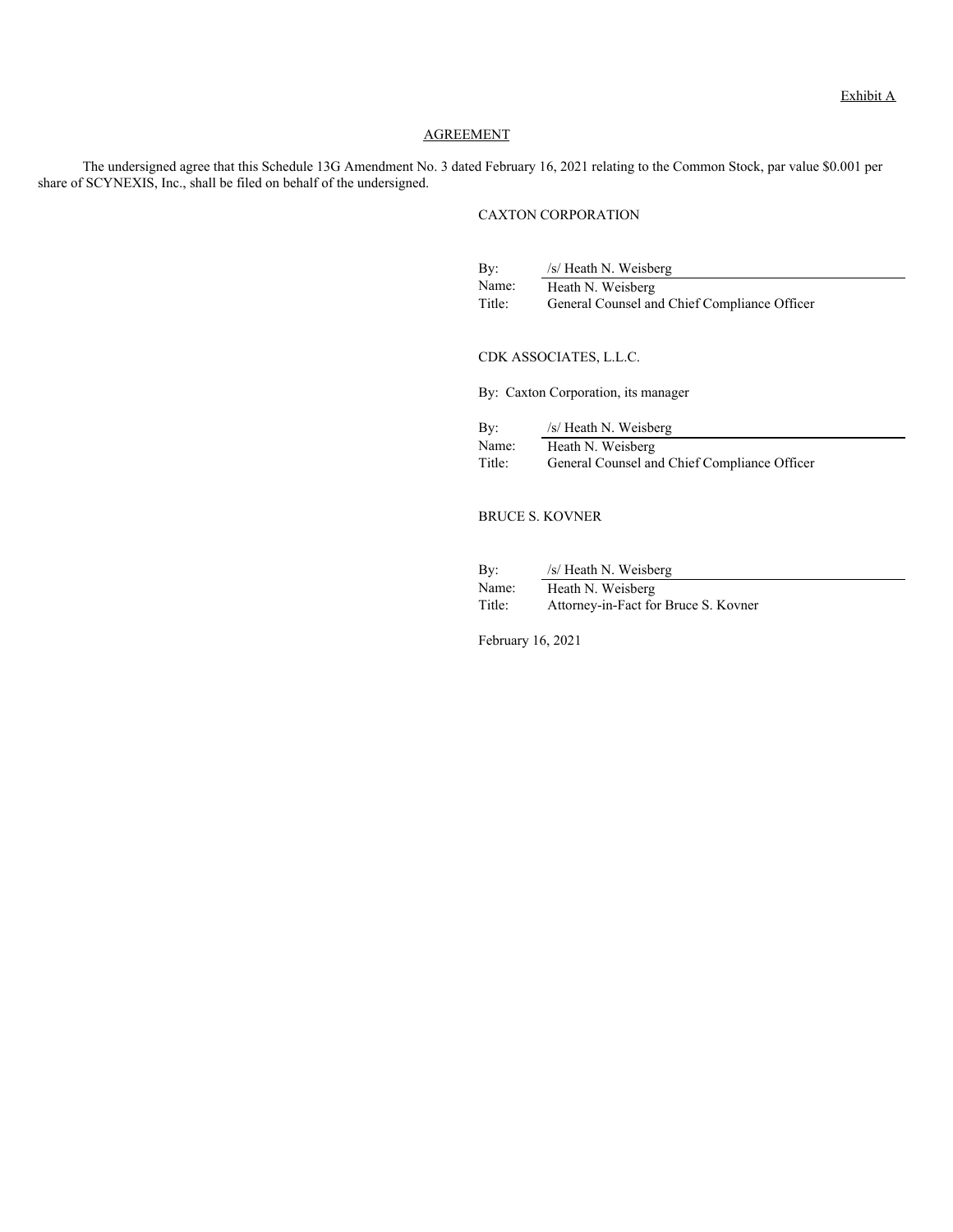Exhibit A

AGREEMENT

The undersigned agree that this Schedule 13G Amendment No. 3 dated February 16, 2021 relating to the Common Stock, par value $0.001 per share of SCYNEXIS, Inc., shall be filed on behalf of the undersigned.

CAXTON CORPORATION

| | |
|---|---|
| By: | /s/ Heath N. Weisberg |
| Name: | Heath N. Weisberg |
| Title: | General Counsel and Chief Compliance Officer |

CDK ASSOCIATES, L.L.C.

By: Caxton Corporation, its manager

| | |
|---|---|
| By: | /s/ Heath N. Weisberg |
| Name: | Heath N. Weisberg |
| Title: | General Counsel and Chief Compliance Officer |

BRUCE S. KOVNER

| | |
|---|---|
| By: | /s/ Heath N. Weisberg |
| Name: | Heath N. Weisberg |
| Title: | Attorney-in-Fact for Bruce S. Kovner |

February 16, 2021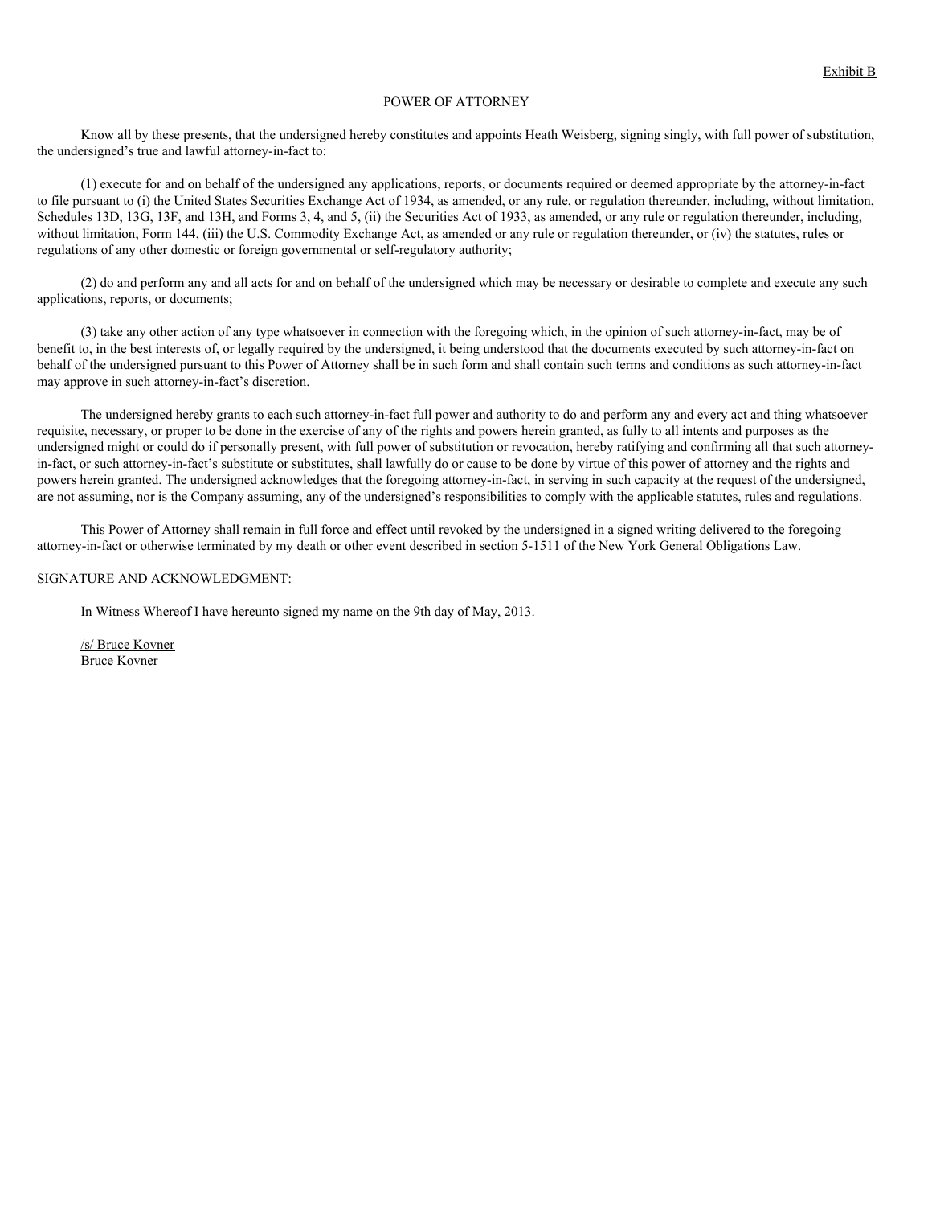Exhibit B

# POWER OF ATTORNEY

Know all by these presents, that the undersigned hereby constitutes and appoints Heath Weisberg, signing singly, with full power of substitution, the undersigned's true and lawful attorney-in-fact to:

(1) execute for and on behalf of the undersigned any applications, reports, or documents required or deemed appropriate by the attorney-in-fact to file pursuant to (i) the United States Securities Exchange Act of 1934, as amended, or any rule, or regulation thereunder, including, without limitation, Schedules 13D, 13G, 13F, and 13H, and Forms 3, 4, and 5, (ii) the Securities Act of 1933, as amended, or any rule or regulation thereunder, including, without limitation, Form 144, (iii) the U.S. Commodity Exchange Act, as amended or any rule or regulation thereunder, or (iv) the statutes, rules or regulations of any other domestic or foreign governmental or self-regulatory authority;

(2) do and perform any and all acts for and on behalf of the undersigned which may be necessary or desirable to complete and execute any such applications, reports, or documents;

(3) take any other action of any type whatsoever in connection with the foregoing which, in the opinion of such attorney-in-fact, may be of benefit to, in the best interests of, or legally required by the undersigned, it being understood that the documents executed by such attorney-in-fact on behalf of the undersigned pursuant to this Power of Attorney shall be in such form and shall contain such terms and conditions as such attorney-in-fact may approve in such attorney-in-fact's discretion.

The undersigned hereby grants to each such attorney-in-fact full power and authority to do and perform any and every act and thing whatsoever requisite, necessary, or proper to be done in the exercise of any of the rights and powers herein granted, as fully to all intents and purposes as the undersigned might or could do if personally present, with full power of substitution or revocation, hereby ratifying and confirming all that such attorney-in-fact, or such attorney-in-fact's substitute or substitutes, shall lawfully do or cause to be done by virtue of this power of attorney and the rights and powers herein granted. The undersigned acknowledges that the foregoing attorney-in-fact, in serving in such capacity at the request of the undersigned, are not assuming, nor is the Company assuming, any of the undersigned's responsibilities to comply with the applicable statutes, rules and regulations.

This Power of Attorney shall remain in full force and effect until revoked by the undersigned in a signed writing delivered to the foregoing attorney-in-fact or otherwise terminated by my death or other event described in section 5-1511 of the New York General Obligations Law.

SIGNATURE AND ACKNOWLEDGMENT:

In Witness Whereof I have hereunto signed my name on the 9th day of May, 2013.

/s/ Bruce Kovner
Bruce Kovner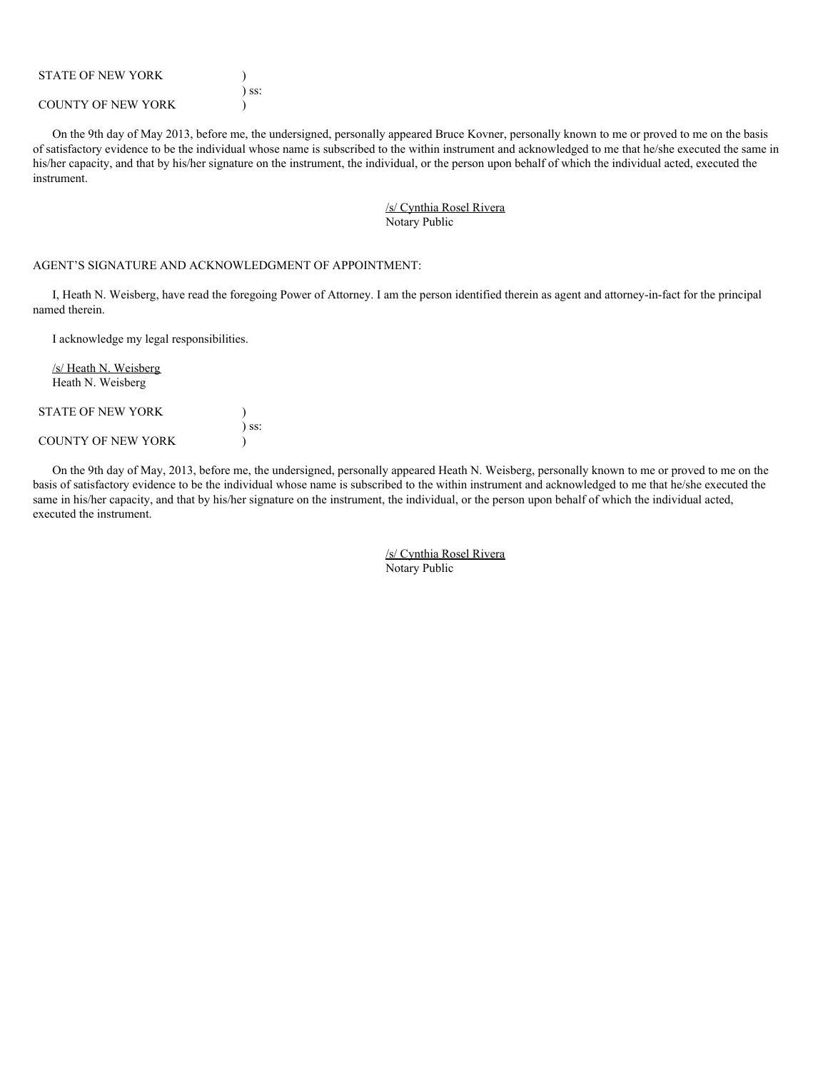STATE OF NEW YORK )
) ss:
COUNTY OF NEW YORK )

On the 9th day of May 2013, before me, the undersigned, personally appeared Bruce Kovner, personally known to me or proved to me on the basis of satisfactory evidence to be the individual whose name is subscribed to the within instrument and acknowledged to me that he/she executed the same in his/her capacity, and that by his/her signature on the instrument, the individual, or the person upon behalf of which the individual acted, executed the instrument.

/s/ Cynthia Rosel Rivera
Notary Public

AGENT'S SIGNATURE AND ACKNOWLEDGMENT OF APPOINTMENT:

I, Heath N. Weisberg, have read the foregoing Power of Attorney. I am the person identified therein as agent and attorney-in-fact for the principal named therein.

I acknowledge my legal responsibilities.

/s/ Heath N. Weisberg
Heath N. Weisberg

STATE OF NEW YORK )
) ss:
COUNTY OF NEW YORK )

On the 9th day of May, 2013, before me, the undersigned, personally appeared Heath N. Weisberg, personally known to me or proved to me on the basis of satisfactory evidence to be the individual whose name is subscribed to the within instrument and acknowledged to me that he/she executed the same in his/her capacity, and that by his/her signature on the instrument, the individual, or the person upon behalf of which the individual acted, executed the instrument.

/s/ Cynthia Rosel Rivera
Notary Public